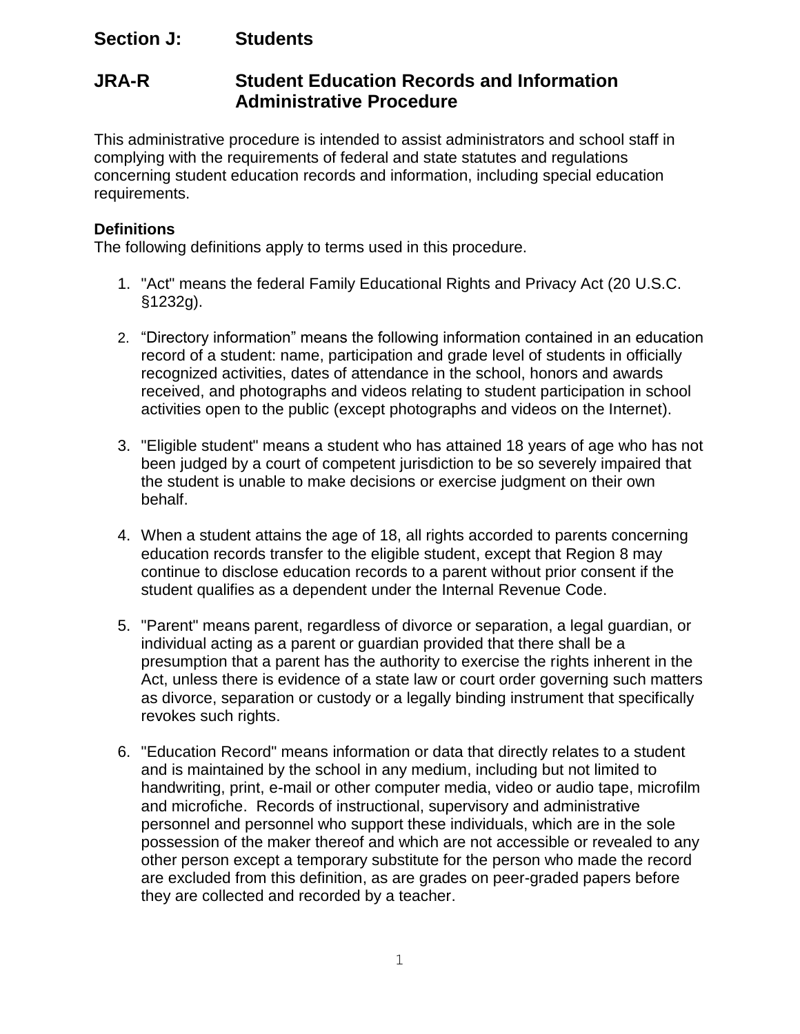## Section J: Students

## JRA-R Student Education Records and Information Administrative Procedure

This administrative procedure is intended to assist administrators and school staff in complying with the requirements of federal and state statutes and regulations concerning student education records and information, including special education requirements.

**Definitions**
The following definitions apply to terms used in this procedure.

1. "Act" means the federal Family Educational Rights and Privacy Act (20 U.S.C. §1232g).

2. “Directory information” means the following information contained in an education record of a student: name, participation and grade level of students in officially recognized activities, dates of attendance in the school, honors and awards received, and photographs and videos relating to student participation in school activities open to the public (except photographs and videos on the Internet).

3. "Eligible student" means a student who has attained 18 years of age who has not been judged by a court of competent jurisdiction to be so severely impaired that the student is unable to make decisions or exercise judgment on their own behalf.

4. When a student attains the age of 18, all rights accorded to parents concerning education records transfer to the eligible student, except that Region 8 may continue to disclose education records to a parent without prior consent if the student qualifies as a dependent under the Internal Revenue Code.

5. "Parent" means parent, regardless of divorce or separation, a legal guardian, or individual acting as a parent or guardian provided that there shall be a presumption that a parent has the authority to exercise the rights inherent in the Act, unless there is evidence of a state law or court order governing such matters as divorce, separation or custody or a legally binding instrument that specifically revokes such rights.

6. "Education Record" means information or data that directly relates to a student and is maintained by the school in any medium, including but not limited to handwriting, print, e-mail or other computer media, video or audio tape, microfilm and microfiche. Records of instructional, supervisory and administrative personnel and personnel who support these individuals, which are in the sole possession of the maker thereof and which are not accessible or revealed to any other person except a temporary substitute for the person who made the record are excluded from this definition, as are grades on peer-graded papers before they are collected and recorded by a teacher.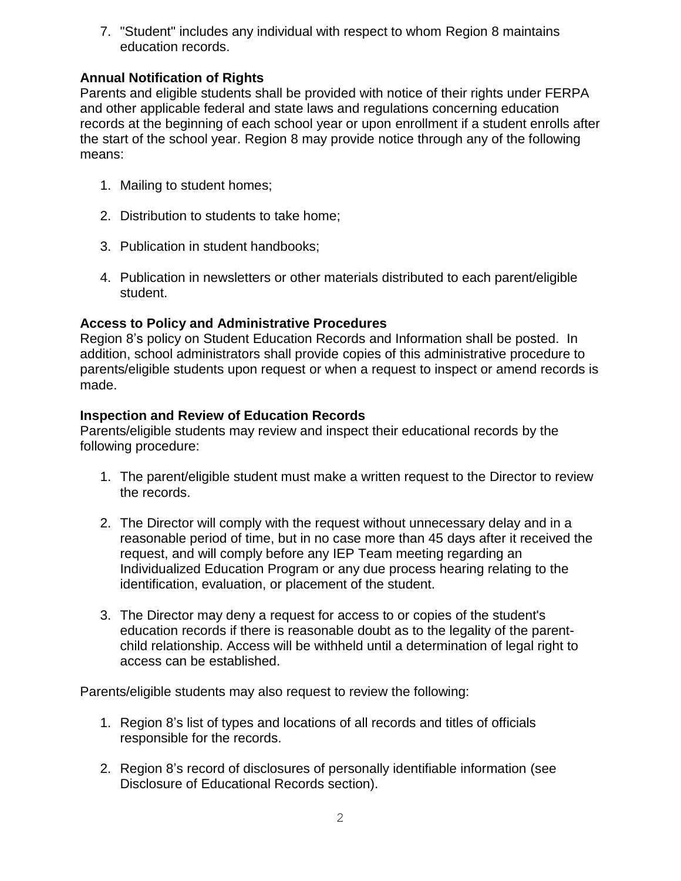7. "Student" includes any individual with respect to whom Region 8 maintains education records.

**Annual Notification of Rights**
Parents and eligible students shall be provided with notice of their rights under FERPA and other applicable federal and state laws and regulations concerning education records at the beginning of each school year or upon enrollment if a student enrolls after the start of the school year. Region 8 may provide notice through any of the following means:

1. Mailing to student homes;
2. Distribution to students to take home;
3. Publication in student handbooks;
4. Publication in newsletters or other materials distributed to each parent/eligible student.

**Access to Policy and Administrative Procedures**
Region 8's policy on Student Education Records and Information shall be posted. In addition, school administrators shall provide copies of this administrative procedure to parents/eligible students upon request or when a request to inspect or amend records is made.

**Inspection and Review of Education Records**
Parents/eligible students may review and inspect their educational records by the following procedure:

1. The parent/eligible student must make a written request to the Director to review the records.
2. The Director will comply with the request without unnecessary delay and in a reasonable period of time, but in no case more than 45 days after it received the request, and will comply before any IEP Team meeting regarding an Individualized Education Program or any due process hearing relating to the identification, evaluation, or placement of the student.
3. The Director may deny a request for access to or copies of the student's education records if there is reasonable doubt as to the legality of the parent-child relationship. Access will be withheld until a determination of legal right to access can be established.

Parents/eligible students may also request to review the following:

1. Region 8's list of types and locations of all records and titles of officials responsible for the records.
2. Region 8's record of disclosures of personally identifiable information (see Disclosure of Educational Records section).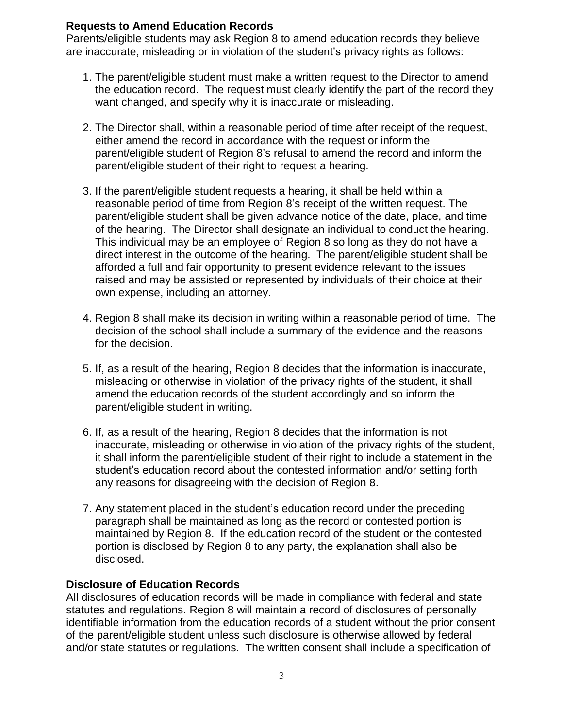**Requests to Amend Education Records**

Parents/eligible students may ask Region 8 to amend education records they believe are inaccurate, misleading or in violation of the student's privacy rights as follows:

1. The parent/eligible student must make a written request to the Director to amend the education record. The request must clearly identify the part of the record they want changed, and specify why it is inaccurate or misleading.

2. The Director shall, within a reasonable period of time after receipt of the request, either amend the record in accordance with the request or inform the parent/eligible student of Region 8's refusal to amend the record and inform the parent/eligible student of their right to request a hearing.

3. If the parent/eligible student requests a hearing, it shall be held within a reasonable period of time from Region 8's receipt of the written request. The parent/eligible student shall be given advance notice of the date, place, and time of the hearing. The Director shall designate an individual to conduct the hearing. This individual may be an employee of Region 8 so long as they do not have a direct interest in the outcome of the hearing. The parent/eligible student shall be afforded a full and fair opportunity to present evidence relevant to the issues raised and may be assisted or represented by individuals of their choice at their own expense, including an attorney.

4. Region 8 shall make its decision in writing within a reasonable period of time. The decision of the school shall include a summary of the evidence and the reasons for the decision.

5. If, as a result of the hearing, Region 8 decides that the information is inaccurate, misleading or otherwise in violation of the privacy rights of the student, it shall amend the education records of the student accordingly and so inform the parent/eligible student in writing.

6. If, as a result of the hearing, Region 8 decides that the information is not inaccurate, misleading or otherwise in violation of the privacy rights of the student, it shall inform the parent/eligible student of their right to include a statement in the student's education record about the contested information and/or setting forth any reasons for disagreeing with the decision of Region 8.

7. Any statement placed in the student's education record under the preceding paragraph shall be maintained as long as the record or contested portion is maintained by Region 8. If the education record of the student or the contested portion is disclosed by Region 8 to any party, the explanation shall also be disclosed.

**Disclosure of Education Records**

All disclosures of education records will be made in compliance with federal and state statutes and regulations. Region 8 will maintain a record of disclosures of personally identifiable information from the education records of a student without the prior consent of the parent/eligible student unless such disclosure is otherwise allowed by federal and/or state statutes or regulations. The written consent shall include a specification of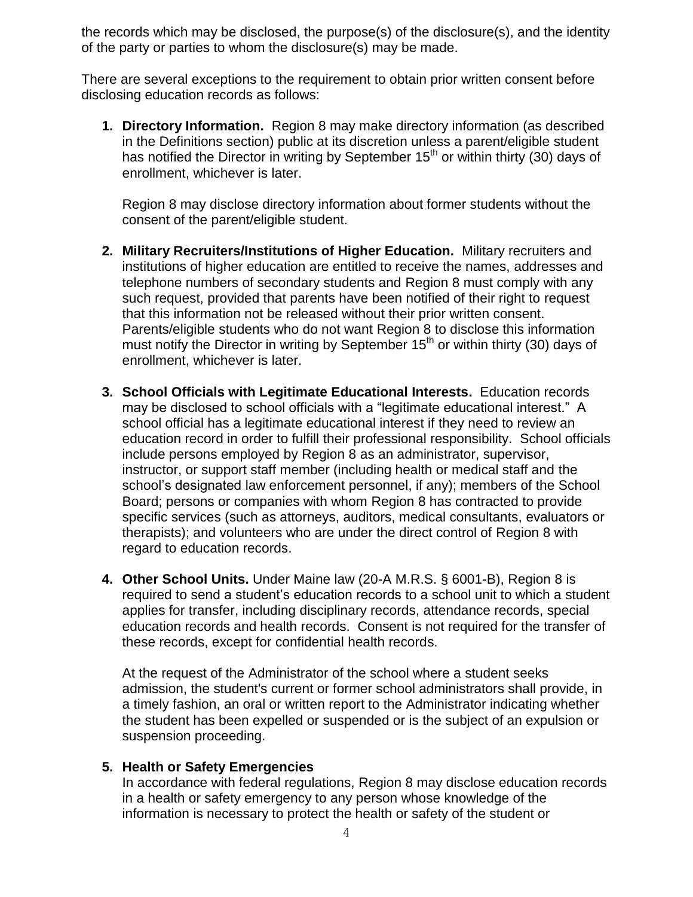the records which may be disclosed, the purpose(s) of the disclosure(s), and the identity of the party or parties to whom the disclosure(s) may be made.

There are several exceptions to the requirement to obtain prior written consent before disclosing education records as follows:

1. **Directory Information.** Region 8 may make directory information (as described in the Definitions section) public at its discretion unless a parent/eligible student has notified the Director in writing by September 15th or within thirty (30) days of enrollment, whichever is later.

   Region 8 may disclose directory information about former students without the consent of the parent/eligible student.

2. **Military Recruiters/Institutions of Higher Education.** Military recruiters and institutions of higher education are entitled to receive the names, addresses and telephone numbers of secondary students and Region 8 must comply with any such request, provided that parents have been notified of their right to request that this information not be released without their prior written consent. Parents/eligible students who do not want Region 8 to disclose this information must notify the Director in writing by September 15th or within thirty (30) days of enrollment, whichever is later.

3. **School Officials with Legitimate Educational Interests.** Education records may be disclosed to school officials with a "legitimate educational interest." A school official has a legitimate educational interest if they need to review an education record in order to fulfill their professional responsibility. School officials include persons employed by Region 8 as an administrator, supervisor, instructor, or support staff member (including health or medical staff and the school's designated law enforcement personnel, if any); members of the School Board; persons or companies with whom Region 8 has contracted to provide specific services (such as attorneys, auditors, medical consultants, evaluators or therapists); and volunteers who are under the direct control of Region 8 with regard to education records.

4. **Other School Units.** Under Maine law (20-A M.R.S. § 6001-B), Region 8 is required to send a student's education records to a school unit to which a student applies for transfer, including disciplinary records, attendance records, special education records and health records. Consent is not required for the transfer of these records, except for confidential health records.

   At the request of the Administrator of the school where a student seeks admission, the student's current or former school administrators shall provide, in a timely fashion, an oral or written report to the Administrator indicating whether the student has been expelled or suspended or is the subject of an expulsion or suspension proceeding.

5. **Health or Safety Emergencies**
   In accordance with federal regulations, Region 8 may disclose education records in a health or safety emergency to any person whose knowledge of the information is necessary to protect the health or safety of the student or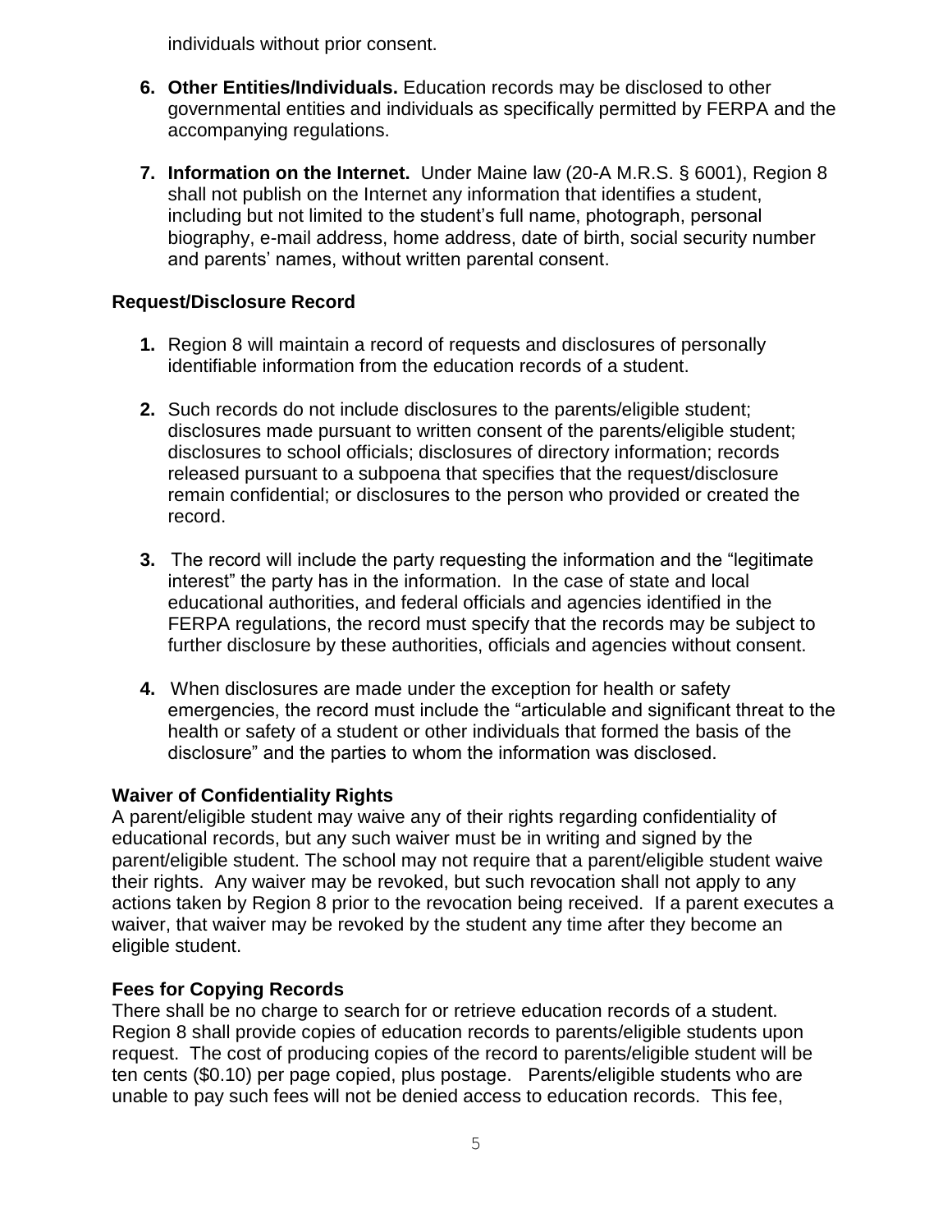individuals without prior consent.

6. **Other Entities/Individuals.** Education records may be disclosed to other governmental entities and individuals as specifically permitted by FERPA and the accompanying regulations.

7. **Information on the Internet.** Under Maine law (20-A M.R.S. § 6001), Region 8 shall not publish on the Internet any information that identifies a student, including but not limited to the student's full name, photograph, personal biography, e-mail address, home address, date of birth, social security number and parents' names, without written parental consent.

### Request/Disclosure Record

1. Region 8 will maintain a record of requests and disclosures of personally identifiable information from the education records of a student.

2. Such records do not include disclosures to the parents/eligible student; disclosures made pursuant to written consent of the parents/eligible student; disclosures to school officials; disclosures of directory information; records released pursuant to a subpoena that specifies that the request/disclosure remain confidential; or disclosures to the person who provided or created the record.

3. The record will include the party requesting the information and the "legitimate interest" the party has in the information. In the case of state and local educational authorities, and federal officials and agencies identified in the FERPA regulations, the record must specify that the records may be subject to further disclosure by these authorities, officials and agencies without consent.

4. When disclosures are made under the exception for health or safety emergencies, the record must include the "articulable and significant threat to the health or safety of a student or other individuals that formed the basis of the disclosure" and the parties to whom the information was disclosed.

### Waiver of Confidentiality Rights

A parent/eligible student may waive any of their rights regarding confidentiality of educational records, but any such waiver must be in writing and signed by the parent/eligible student. The school may not require that a parent/eligible student waive their rights. Any waiver may be revoked, but such revocation shall not apply to any actions taken by Region 8 prior to the revocation being received. If a parent executes a waiver, that waiver may be revoked by the student any time after they become an eligible student.

### Fees for Copying Records

There shall be no charge to search for or retrieve education records of a student. Region 8 shall provide copies of education records to parents/eligible students upon request. The cost of producing copies of the record to parents/eligible student will be ten cents ($0.10) per page copied, plus postage. Parents/eligible students who are unable to pay such fees will not be denied access to education records. This fee,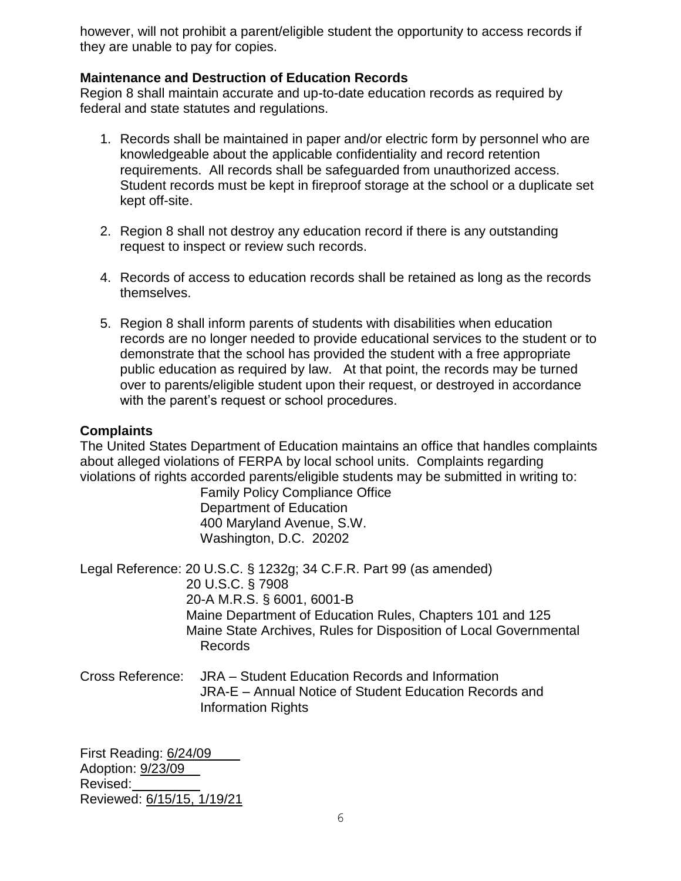however, will not prohibit a parent/eligible student the opportunity to access records if they are unable to pay for copies.

**Maintenance and Destruction of Education Records**

Region 8 shall maintain accurate and up-to-date education records as required by federal and state statutes and regulations.

1. Records shall be maintained in paper and/or electric form by personnel who are knowledgeable about the applicable confidentiality and record retention requirements. All records shall be safeguarded from unauthorized access. Student records must be kept in fireproof storage at the school or a duplicate set kept off-site.

2. Region 8 shall not destroy any education record if there is any outstanding request to inspect or review such records.

4. Records of access to education records shall be retained as long as the records themselves.

5. Region 8 shall inform parents of students with disabilities when education records are no longer needed to provide educational services to the student or to demonstrate that the school has provided the student with a free appropriate public education as required by law. At that point, the records may be turned over to parents/eligible student upon their request, or destroyed in accordance with the parent's request or school procedures.

**Complaints**

The United States Department of Education maintains an office that handles complaints about alleged violations of FERPA by local school units. Complaints regarding violations of rights accorded parents/eligible students may be submitted in writing to:

Family Policy Compliance Office
Department of Education
400 Maryland Avenue, S.W.
Washington, D.C. 20202

Legal Reference: 20 U.S.C. § 1232g; 34 C.F.R. Part 99 (as amended)
20 U.S.C. § 7908
20-A M.R.S. § 6001, 6001-B
Maine Department of Education Rules, Chapters 101 and 125
Maine State Archives, Rules for Disposition of Local Governmental Records

Cross Reference: JRA – Student Education Records and Information
JRA-E – Annual Notice of Student Education Records and Information Rights

First Reading: 6/24/09
Adoption: 9/23/09
Revised:
Reviewed: 6/15/15, 1/19/21